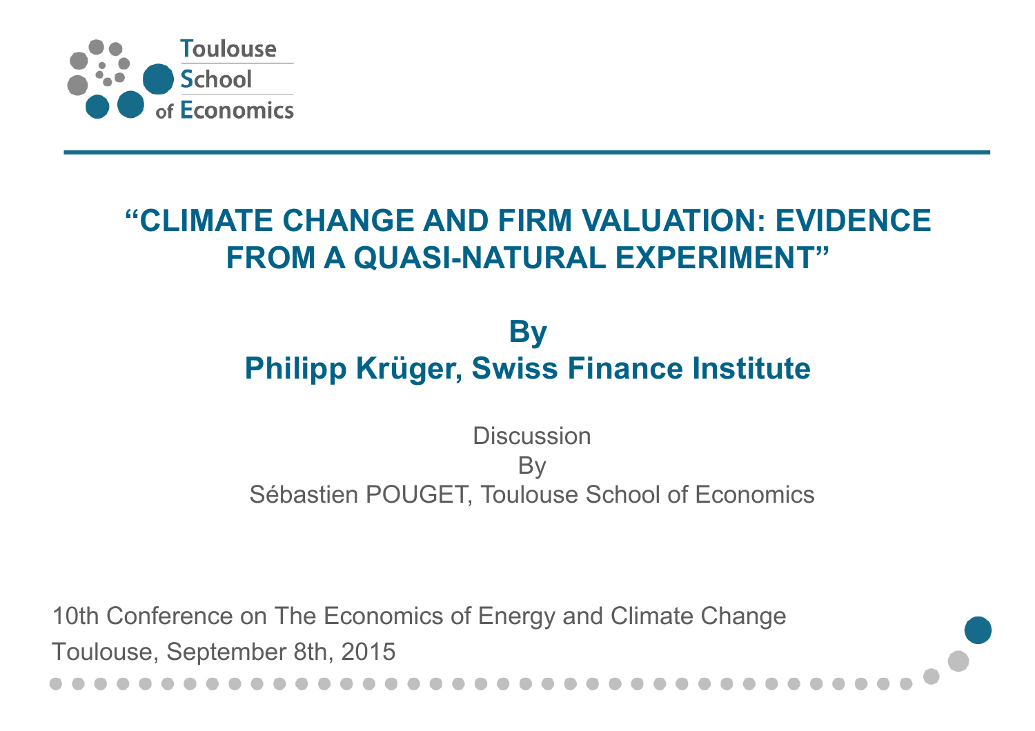Toulouse School of Economics

# "CLIMATE CHANGE AND FIRM VALUATION: EVIDENCE FROM A QUASI-NATURAL EXPERIMENT"

## By
## Philipp Krüger, Swiss Finance Institute

Discussion
By
Sébastien POUGET, Toulouse School of Economics

10th Conference on The Economics of Energy and Climate Change
Toulouse, September 8th, 2015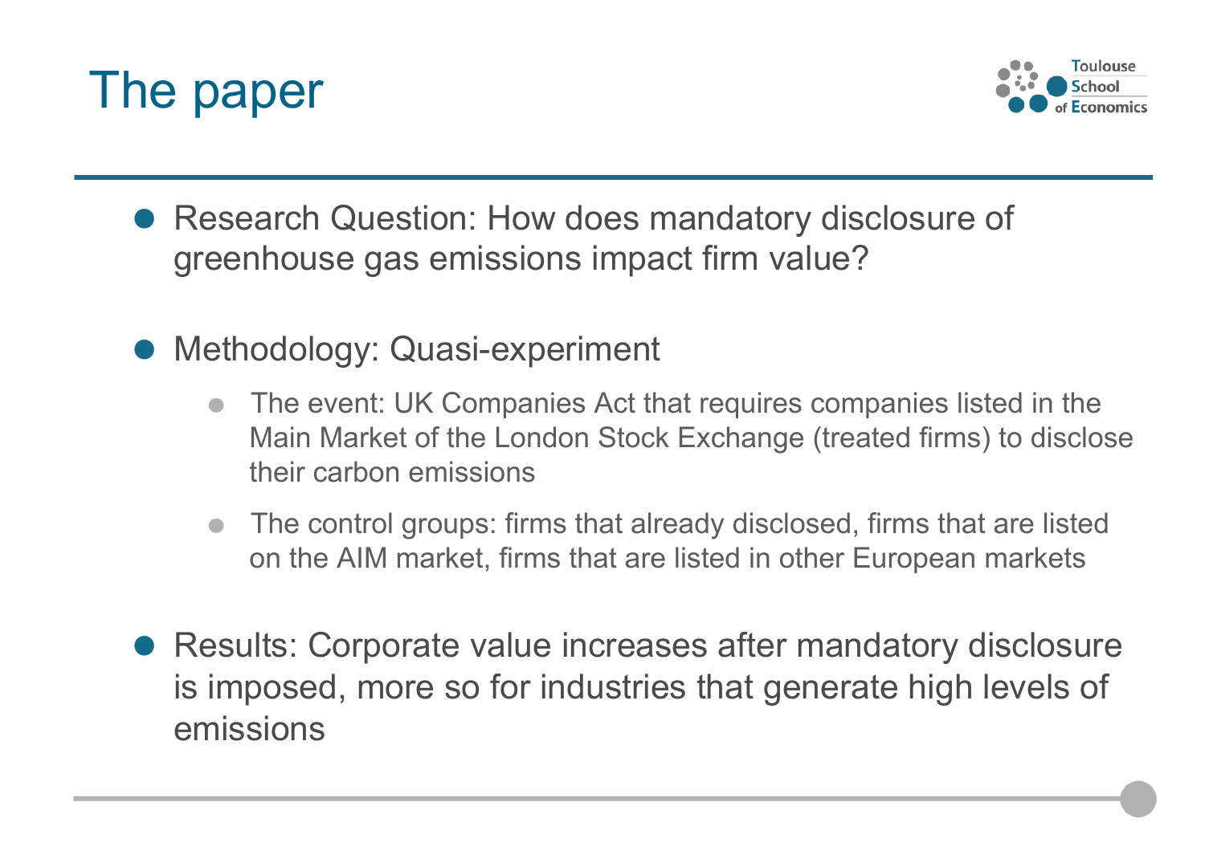# The paper

- Research Question: How does mandatory disclosure of greenhouse gas emissions impact firm value?

- Methodology: Quasi-experiment
  - The event: UK Companies Act that requires companies listed in the Main Market of the London Stock Exchange (treated firms) to disclose their carbon emissions
  - The control groups: firms that already disclosed, firms that are listed on the AIM market, firms that are listed in other European markets

- Results: Corporate value increases after mandatory disclosure is imposed, more so for industries that generate high levels of emissions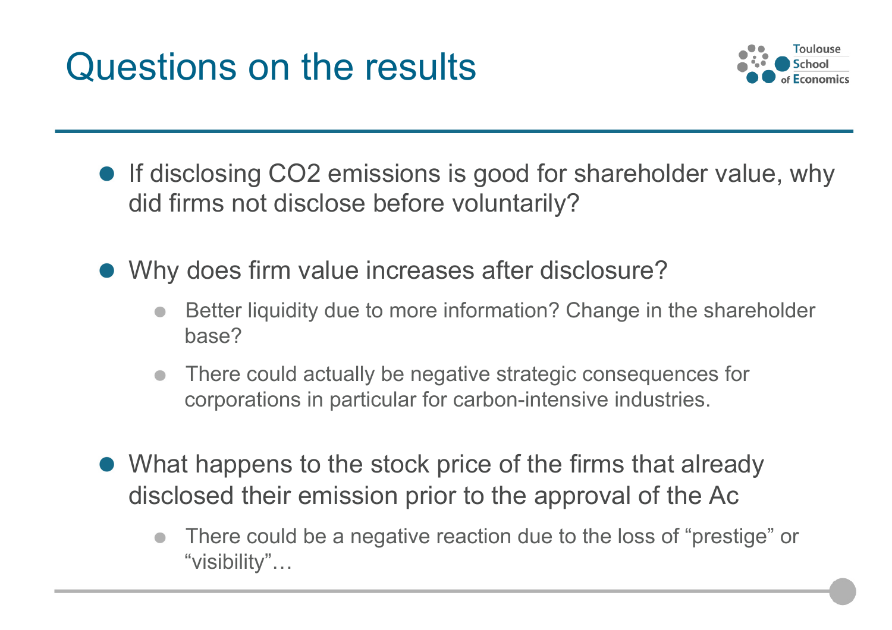# Questions on the results

- If disclosing $CO_2$ emissions is good for shareholder value, why did firms not disclose before voluntarily?

- Why does firm value increases after disclosure?
  - Better liquidity due to more information? Change in the shareholder base?
  - There could actually be negative strategic consequences for corporations in particular for carbon-intensive industries.

- What happens to the stock price of the firms that already disclosed their emission prior to the approval of the Ac
  - There could be a negative reaction due to the loss of "prestige" or "visibility"…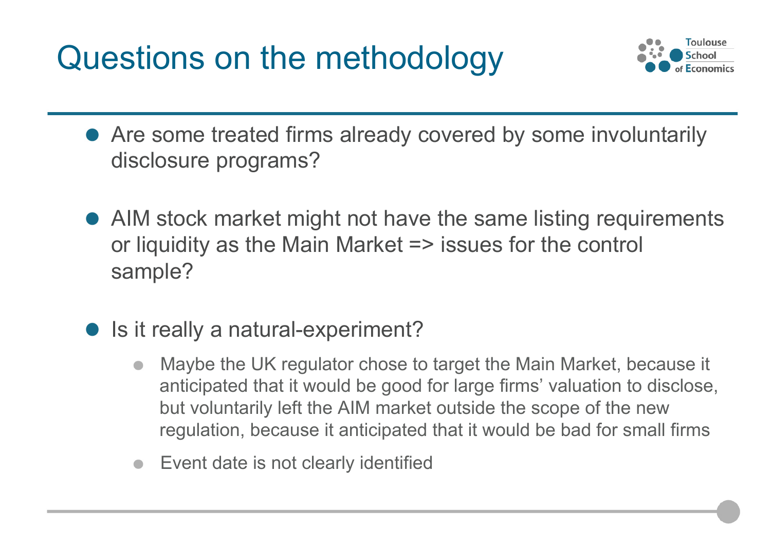# Questions on the methodology

- Are some treated firms already covered by some involuntarily disclosure programs?
- AIM stock market might not have the same listing requirements or liquidity as the Main Market => issues for the control sample?
- Is it really a natural-experiment?
  - Maybe the UK regulator chose to target the Main Market, because it anticipated that it would be good for large firms' valuation to disclose, but voluntarily left the AIM market outside the scope of the new regulation, because it anticipated that it would be bad for small firms
  - Event date is not clearly identified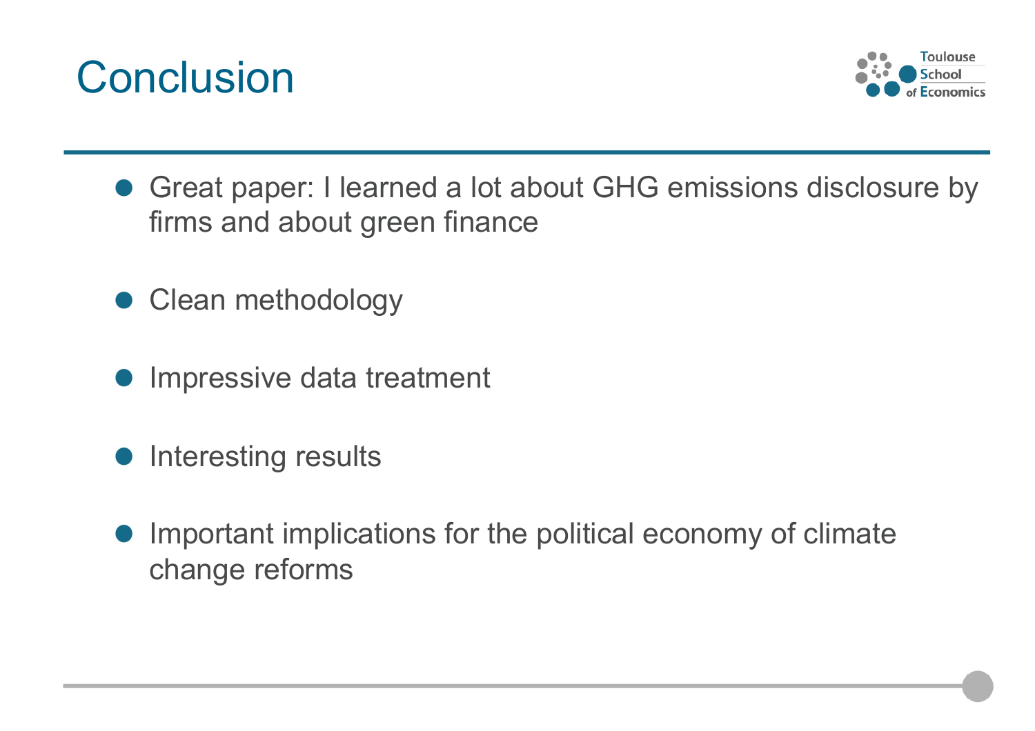# Conclusion

- Great paper: I learned a lot about GHG emissions disclosure by firms and about green finance
- Clean methodology
- Impressive data treatment
- Interesting results
- Important implications for the political economy of climate change reforms